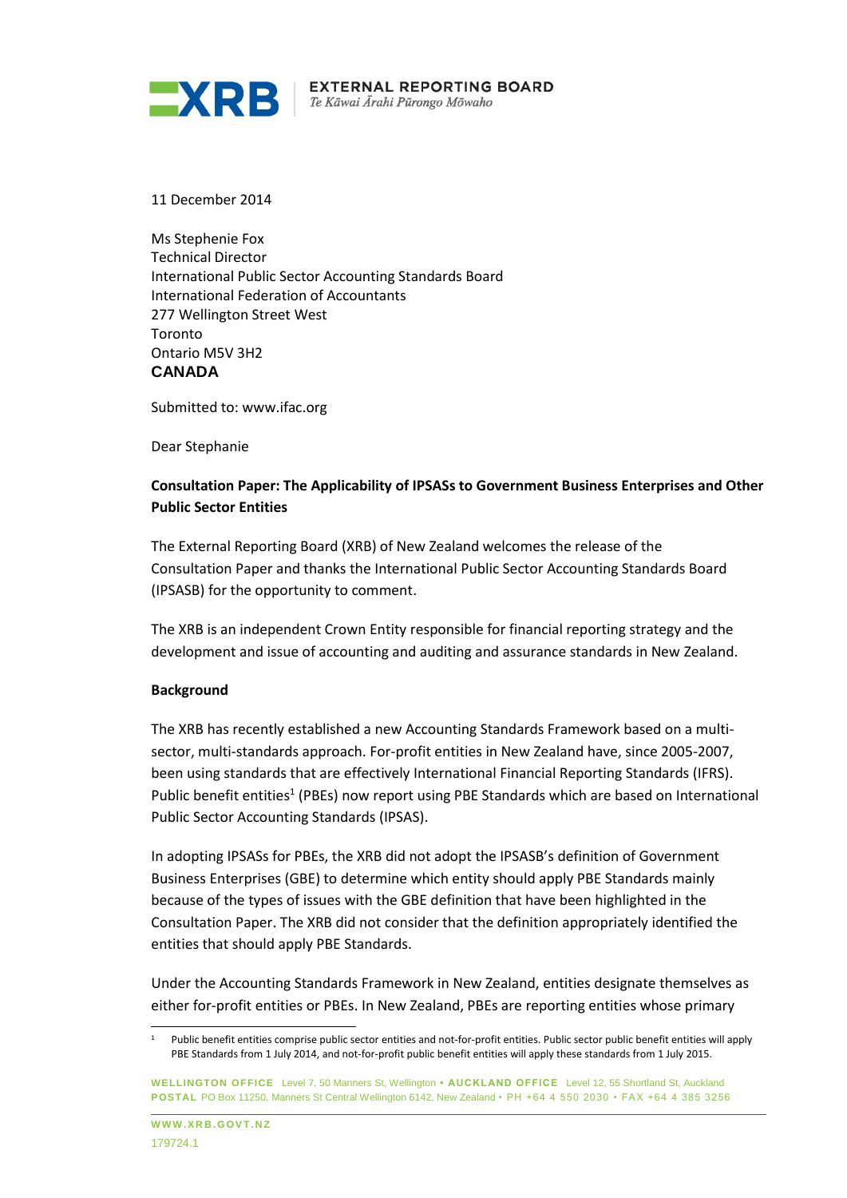EXTERNAL REPORTING BOARD
*Te Kāwai Ārahi Pūrongo Mōwaho*

11 December 2014

Ms Stephenie Fox
Technical Director
International Public Sector Accounting Standards Board
International Federation of Accountants
277 Wellington Street West
Toronto
Ontario M5V 3H2
**CANADA**

Submitted to: www.ifac.org

Dear Stephanie

**Consultation Paper: The Applicability of IPSASs to Government Business Enterprises and Other Public Sector Entities**

The External Reporting Board (XRB) of New Zealand welcomes the release of the Consultation Paper and thanks the International Public Sector Accounting Standards Board (IPSASB) for the opportunity to comment.

The XRB is an independent Crown Entity responsible for financial reporting strategy and the development and issue of accounting and auditing and assurance standards in New Zealand.

**Background**

The XRB has recently established a new Accounting Standards Framework based on a multi-sector, multi-standards approach. For-profit entities in New Zealand have, since 2005-2007, been using standards that are effectively International Financial Reporting Standards (IFRS). Public benefit entities[1] (PBEs) now report using PBE Standards which are based on International Public Sector Accounting Standards (IPSAS).

In adopting IPSASs for PBEs, the XRB did not adopt the IPSASB's definition of Government Business Enterprises (GBE) to determine which entity should apply PBE Standards mainly because of the types of issues with the GBE definition that have been highlighted in the Consultation Paper. The XRB did not consider that the definition appropriately identified the entities that should apply PBE Standards.

Under the Accounting Standards Framework in New Zealand, entities designate themselves as either for-profit entities or PBEs. In New Zealand, PBEs are reporting entities whose primary

[1] Public benefit entities comprise public sector entities and not-for-profit entities. Public sector public benefit entities will apply PBE Standards from 1 July 2014, and not-for-profit public benefit entities will apply these standards from 1 July 2015.

**WELLINGTON OFFICE** Level 7, 50 Manners St, Wellington • **AUCKLAND OFFICE** Level 12, 55 Shortland St, Auckland
**POSTAL** PO Box 11250, Manners St Central Wellington 6142, New Zealand • PH +64 4 550 2030 • FAX +64 4 385 3256

**WWW.XRB.GOVT.NZ**

179724.1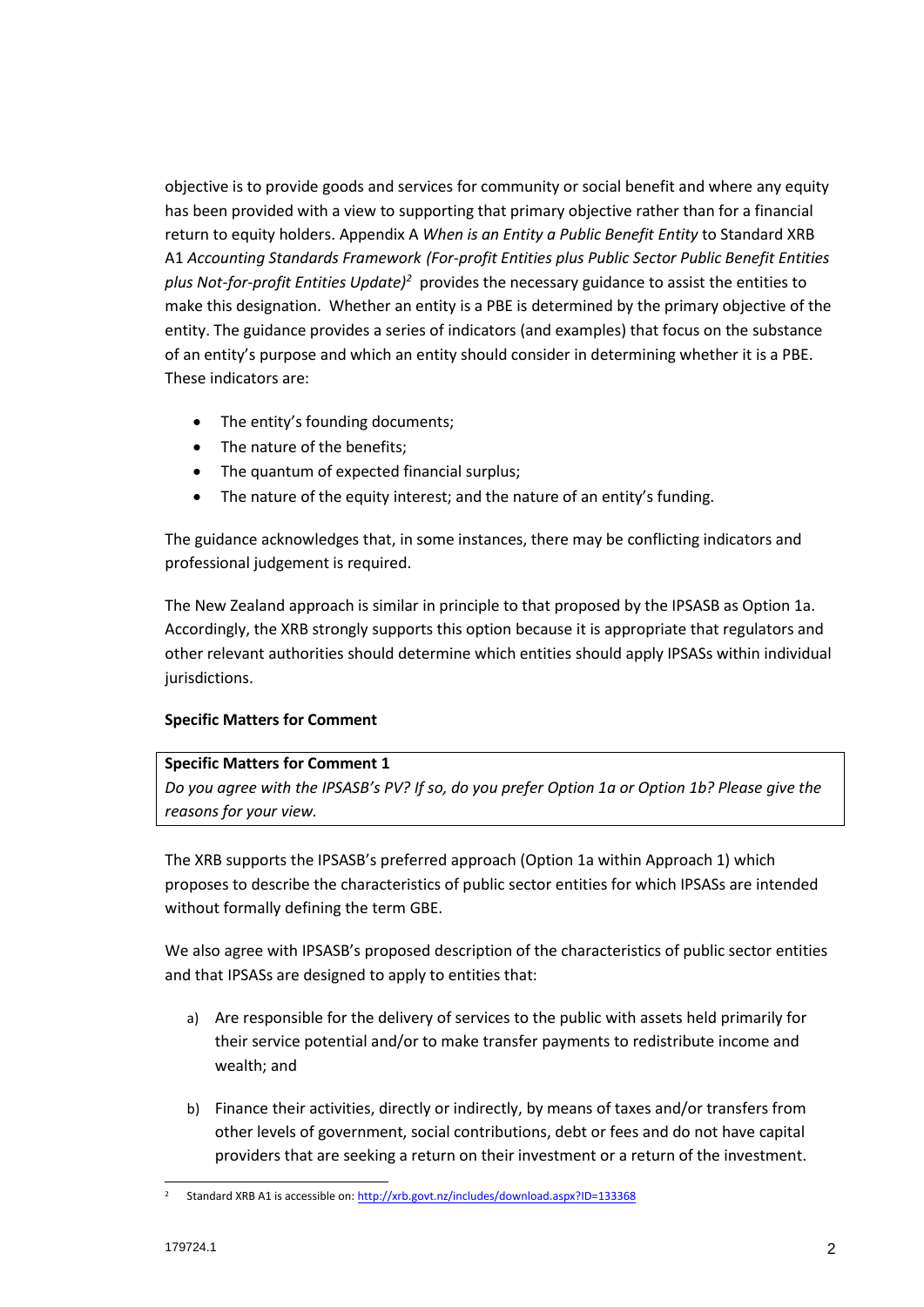objective is to provide goods and services for community or social benefit and where any equity has been provided with a view to supporting that primary objective rather than for a financial return to equity holders. Appendix A *When is an Entity a Public Benefit Entity* to Standard XRB A1 *Accounting Standards Framework (For-profit Entities plus Public Sector Public Benefit Entities plus Not-for-profit Entities Update)*[2] provides the necessary guidance to assist the entities to make this designation. Whether an entity is a PBE is determined by the primary objective of the entity. The guidance provides a series of indicators (and examples) that focus on the substance of an entity's purpose and which an entity should consider in determining whether it is a PBE. These indicators are:

- The entity's founding documents;
- The nature of the benefits;
- The quantum of expected financial surplus;
- The nature of the equity interest; and the nature of an entity's funding.

The guidance acknowledges that, in some instances, there may be conflicting indicators and professional judgement is required.

The New Zealand approach is similar in principle to that proposed by the IPSASB as Option 1a. Accordingly, the XRB strongly supports this option because it is appropriate that regulators and other relevant authorities should determine which entities should apply IPSASs within individual jurisdictions.

**Specific Matters for Comment**

> **Specific Matters for Comment 1**
> *Do you agree with the IPSASB's PV? If so, do you prefer Option 1a or Option 1b? Please give the reasons for your view.*

The XRB supports the IPSASB's preferred approach (Option 1a within Approach 1) which proposes to describe the characteristics of public sector entities for which IPSASs are intended without formally defining the term GBE.

We also agree with IPSASB's proposed description of the characteristics of public sector entities and that IPSASs are designed to apply to entities that:

a) Are responsible for the delivery of services to the public with assets held primarily for their service potential and/or to make transfer payments to redistribute income and wealth; and

b) Finance their activities, directly or indirectly, by means of taxes and/or transfers from other levels of government, social contributions, debt or fees and do not have capital providers that are seeking a return on their investment or a return of the investment.

[2] Standard XRB A1 is accessible on: http://xrb.govt.nz/includes/download.aspx?ID=133368

179724.1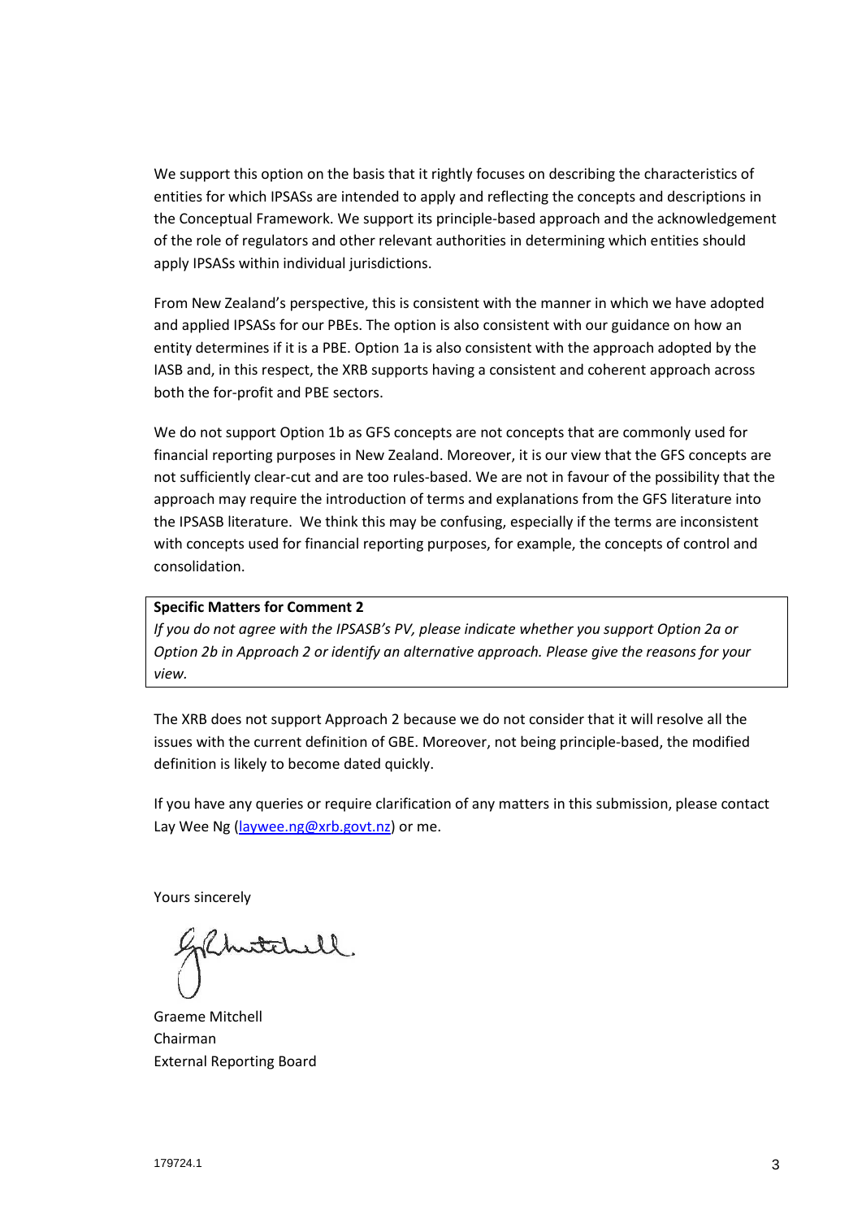We support this option on the basis that it rightly focuses on describing the characteristics of entities for which IPSASs are intended to apply and reflecting the concepts and descriptions in the Conceptual Framework. We support its principle-based approach and the acknowledgement of the role of regulators and other relevant authorities in determining which entities should apply IPSASs within individual jurisdictions.

From New Zealand's perspective, this is consistent with the manner in which we have adopted and applied IPSASs for our PBEs. The option is also consistent with our guidance on how an entity determines if it is a PBE. Option 1a is also consistent with the approach adopted by the IASB and, in this respect, the XRB supports having a consistent and coherent approach across both the for-profit and PBE sectors.

We do not support Option 1b as GFS concepts are not concepts that are commonly used for financial reporting purposes in New Zealand. Moreover, it is our view that the GFS concepts are not sufficiently clear-cut and are too rules-based. We are not in favour of the possibility that the approach may require the introduction of terms and explanations from the GFS literature into the IPSASB literature. We think this may be confusing, especially if the terms are inconsistent with concepts used for financial reporting purposes, for example, the concepts of control and consolidation.

**Specific Matters for Comment 2**

*If you do not agree with the IPSASB's PV, please indicate whether you support Option 2a or Option 2b in Approach 2 or identify an alternative approach. Please give the reasons for your view.*

The XRB does not support Approach 2 because we do not consider that it will resolve all the issues with the current definition of GBE. Moreover, not being principle-based, the modified definition is likely to become dated quickly.

If you have any queries or require clarification of any matters in this submission, please contact Lay Wee Ng (laywee.ng@xrb.govt.nz) or me.

Yours sincerely

Graeme Mitchell
Chairman
External Reporting Board

179724.1